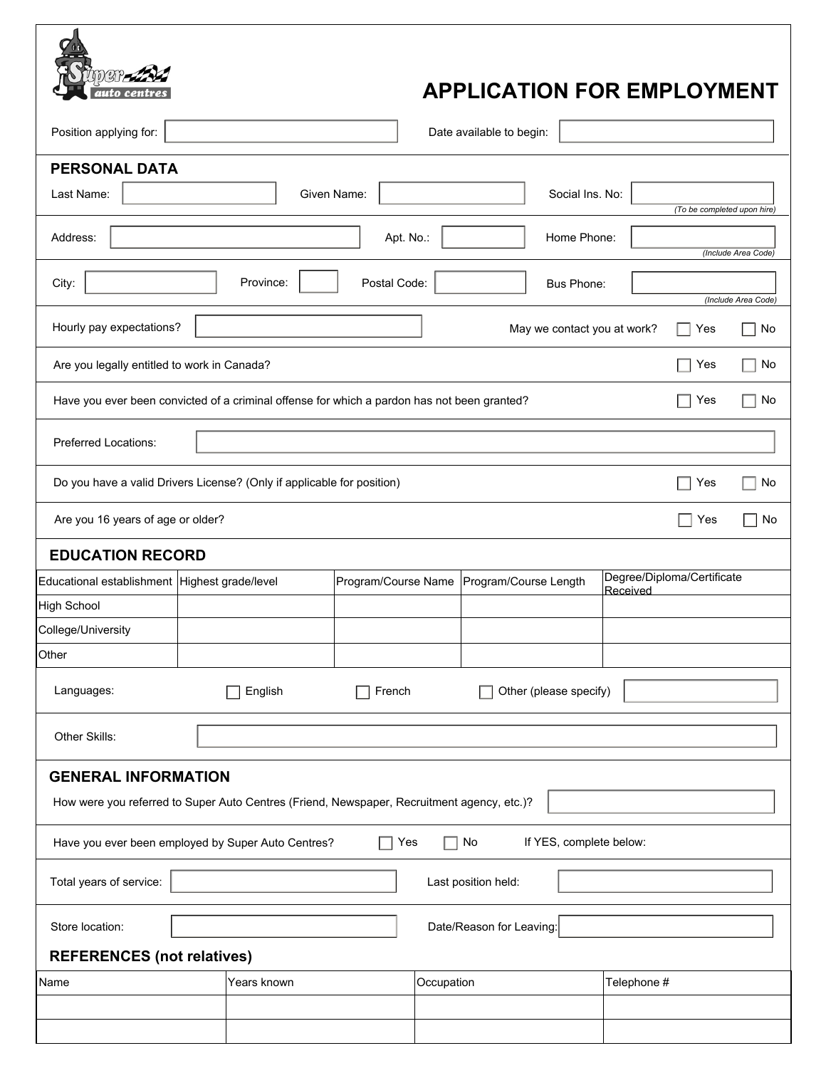# APPLICATION FOR EMPLOYMENT

Position applying for: ______________________ Date available to begin: ______________________

## PERSONAL DATA

Last Name: ______________ Given Name: ______________ Social Ins. No: ______________
*(To be completed upon hire)*

Address: ______________________ Apt. No.: ________ Home Phone: ______________
*(Include Area Code)*

City: ______________ Province: ______ Postal Code: ________ Bus Phone: ______________
*(Include Area Code)*

Hourly pay expectations? ______________ May we contact you at work? ☐ Yes ☐ No

Are you legally entitled to work in Canada? ☐ Yes ☐ No

Have you ever been convicted of a criminal offense for which a pardon has not been granted? ☐ Yes ☐ No

Preferred Locations: ______________________________

Do you have a valid Drivers License? (Only if applicable for position) ☐ Yes ☐ No

Are you 16 years of age or older? ☐ Yes ☐ No

## EDUCATION RECORD

| Educational establishment | Highest grade/level | Program/Course Name | Program/Course Length | Degree/Diploma/Certificate Received |
|---|---|---|---|---|
| High School | | | | |
| College/University | | | | |
| Other | | | | |

Languages: ☐ English ☐ French ☐ Other (please specify) ______________

Other Skills: ______________________________

## GENERAL INFORMATION

How were you referred to Super Auto Centres (Friend, Newspaper, Recruitment agency, etc.)? ______________

Have you ever been employed by Super Auto Centres? ☐ Yes ☐ No If YES, complete below:

Total years of service: ______________ Last position held: ______________

Store location: ______________ Date/Reason for Leaving: ______________

## REFERENCES (not relatives)

| Name | Years known | Occupation | Telephone # |
|---|---|---|---|
| | | | |
| | | | |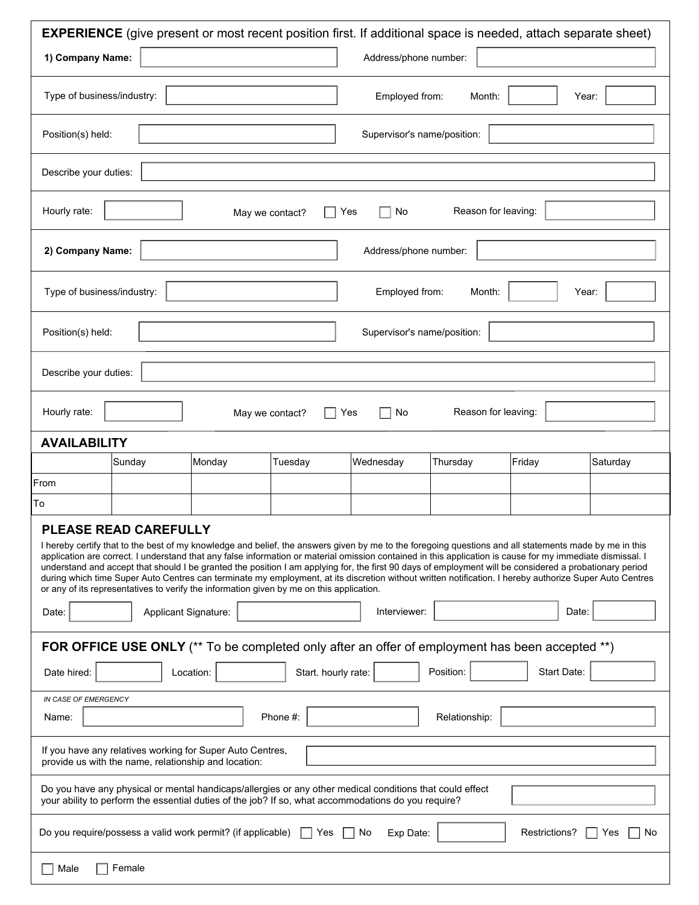## EXPERIENCE (give present or most recent position first. If additional space is needed, attach separate sheet)

**1) Company Name:** ______ Address/phone number: ______

Type of business/industry: ______ Employed from: Month: ______ Year: ______

Position(s) held: ______ Supervisor's name/position: ______

Describe your duties: ______

Hourly rate: ______ May we contact? ☐ Yes ☐ No Reason for leaving: ______

**2) Company Name:** ______ Address/phone number: ______

Type of business/industry: ______ Employed from: Month: ______ Year: ______

Position(s) held: ______ Supervisor's name/position: ______

Describe your duties: ______

Hourly rate: ______ May we contact? ☐ Yes ☐ No Reason for leaving: ______

## AVAILABILITY

| | Sunday | Monday | Tuesday | Wednesday | Thursday | Friday | Saturday |
|---|---|---|---|---|---|---|---|
| From | | | | | | | |
| To | | | | | | | |

## PLEASE READ CAREFULLY

I hereby certify that to the best of my knowledge and belief, the answers given by me to the foregoing questions and all statements made by me in this application are correct. I understand that any false information or material omission contained in this application is cause for my immediate dismissal. I understand and accept that should I be granted the position I am applying for, the first 90 days of employment will be considered a probationary period during which time Super Auto Centres can terminate my employment, at its discretion without written notification. I hereby authorize Super Auto Centres or any of its representatives to verify the information given by me on this application.

Date: ______ Applicant Signature: ______ Interviewer: ______ Date: ______

## FOR OFFICE USE ONLY (** To be completed only after an offer of employment has been accepted **)

Date hired: ______ Location: ______ Start. hourly rate: ______ Position: ______ Start Date: ______

*IN CASE OF EMERGENCY*

Name: ______ Phone #: ______ Relationship: ______

If you have any relatives working for Super Auto Centres, provide us with the name, relationship and location: ______

Do you have any physical or mental handicaps/allergies or any other medical conditions that could effect your ability to perform the essential duties of the job? If so, what accommodations do you require? ______

Do you require/possess a valid work permit? (if applicable) ☐ Yes ☐ No Exp Date: ______ Restrictions? ☐ Yes ☐ No

☐ Male ☐ Female